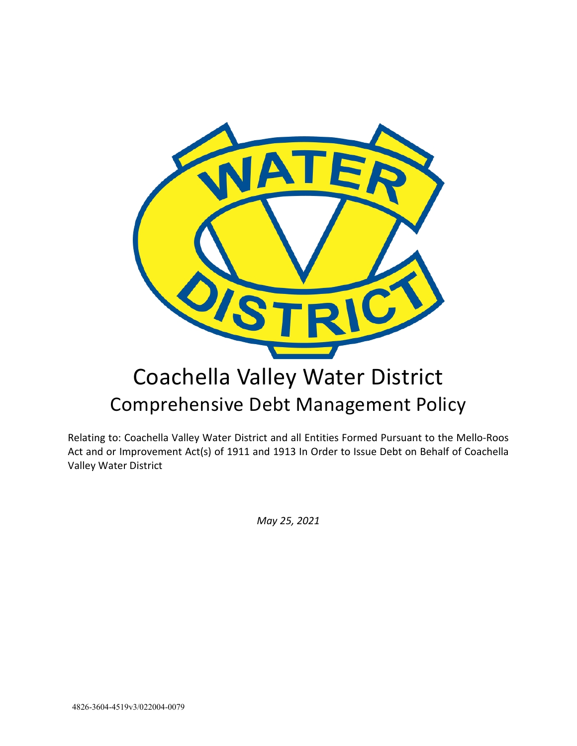# Coachella Valley Water District

## Comprehensive Debt Management Policy

Relating to: Coachella Valley Water District and all Entities Formed Pursuant to the Mello-Roos Act and or Improvement Act(s) of 1911 and 1913 In Order to Issue Debt on Behalf of Coachella Valley Water District

*May 25, 2021*

4826-3604-4519v3/022004-0079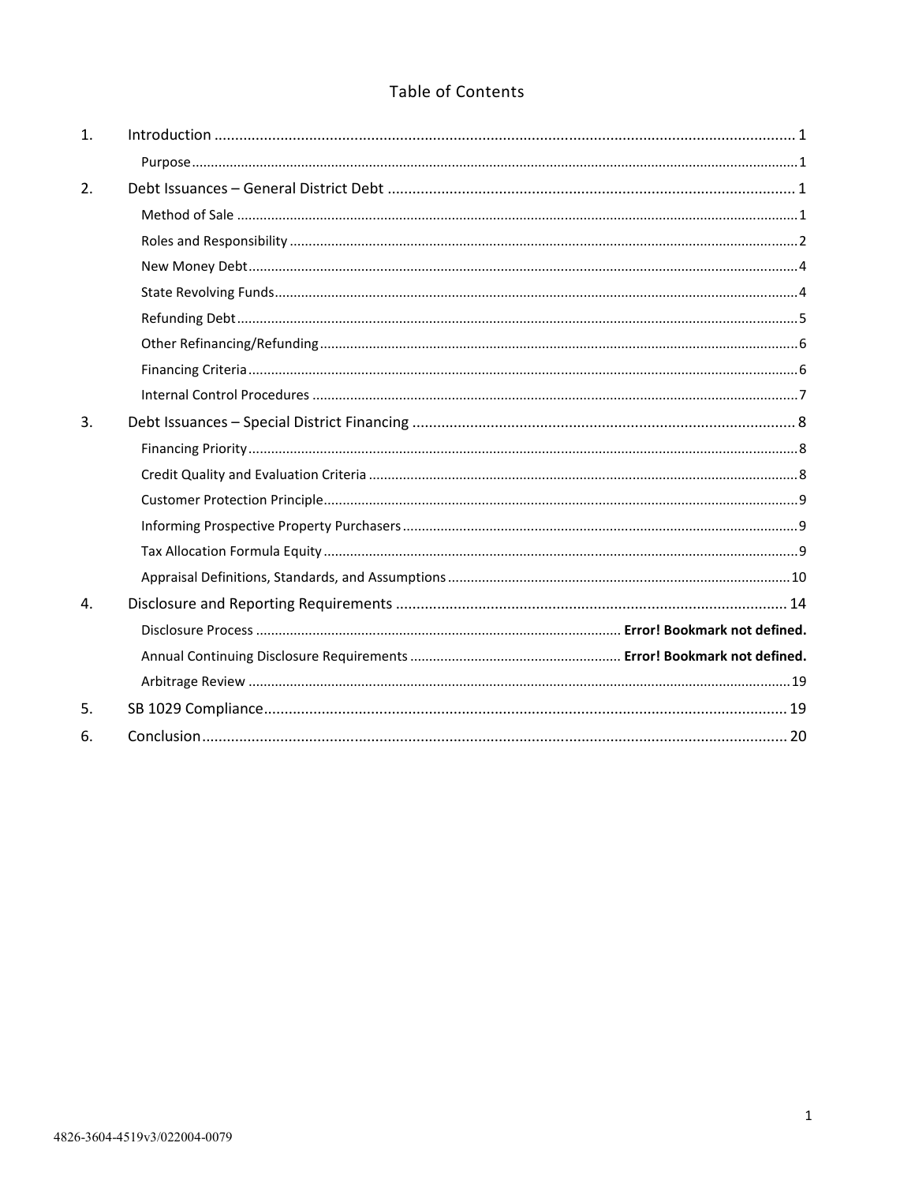# Table of Contents

1. Introduction ........................................................................................................................................ 1
    - Purpose ........................................................................................................................................ 1
2. Debt Issuances – General District Debt ............................................................................................. 1
    - Method of Sale ............................................................................................................................... 1
    - Roles and Responsibility ................................................................................................................ 2
    - New Money Debt ........................................................................................................................... 4
    - State Revolving Funds .................................................................................................................... 4
    - Refunding Debt .............................................................................................................................. 5
    - Other Refinancing/Refunding ......................................................................................................... 6
    - Financing Criteria .......................................................................................................................... 6
    - Internal Control Procedures ........................................................................................................... 7
3. Debt Issuances – Special District Financing ....................................................................................... 8
    - Financing Priority ........................................................................................................................... 8
    - Credit Quality and Evaluation Criteria ............................................................................................ 8
    - Customer Protection Principle ........................................................................................................ 9
    - Informing Prospective Property Purchasers .................................................................................... 9
    - Tax Allocation Formula Equity ........................................................................................................ 9
    - Appraisal Definitions, Standards, and Assumptions ...................................................................... 10
4. Disclosure and Reporting Requirements .......................................................................................... 14
    - Disclosure Process ............................................................................... **Error! Bookmark not defined.**
    - Annual Continuing Disclosure Requirements ........................................ **Error! Bookmark not defined.**
    - Arbitrage Review ......................................................................................................................... 19
5. SB 1029 Compliance ......................................................................................................................... 19
6. Conclusion ........................................................................................................................................ 20

4826-3604-4519v3/022004-0079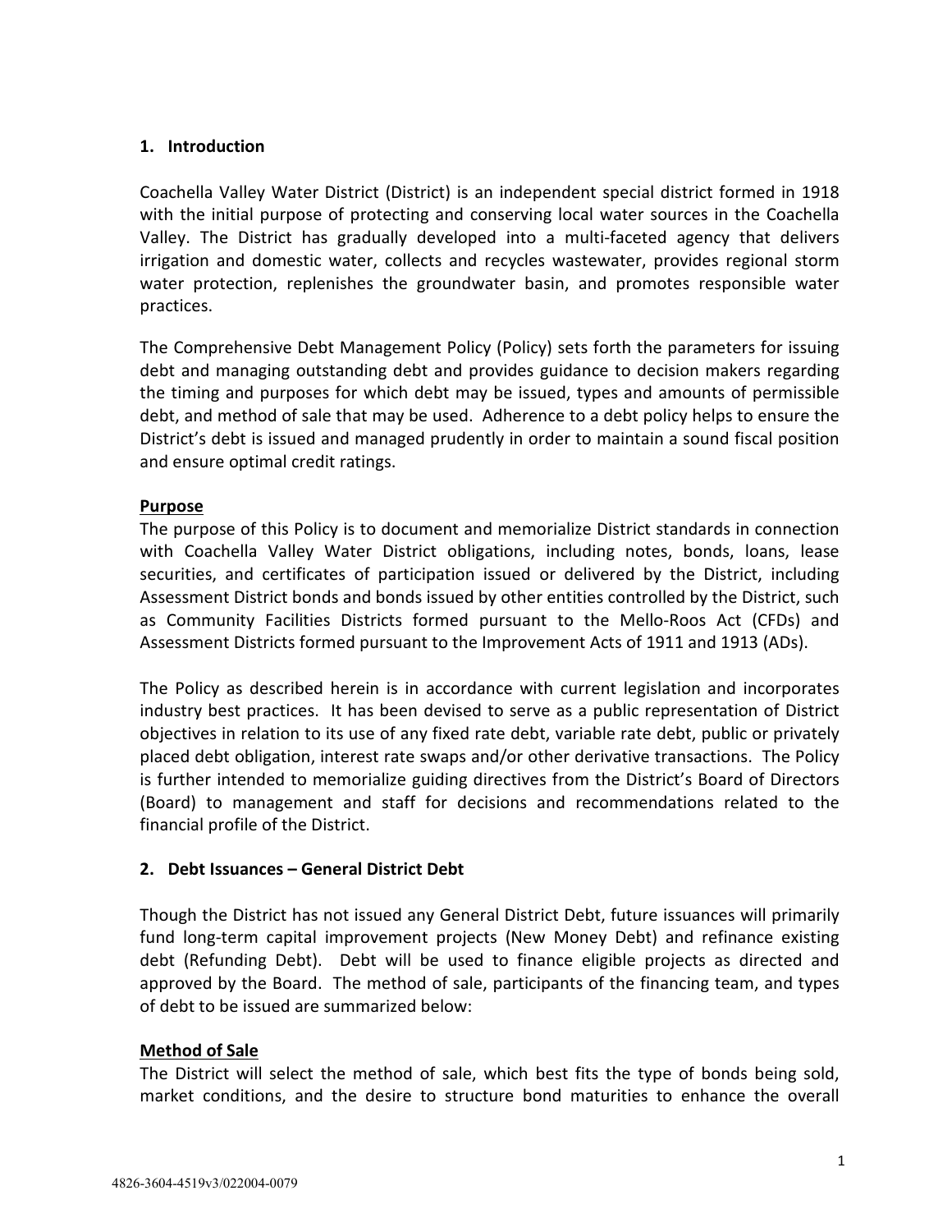## 1. Introduction

Coachella Valley Water District (District) is an independent special district formed in 1918 with the initial purpose of protecting and conserving local water sources in the Coachella Valley. The District has gradually developed into a multi-faceted agency that delivers irrigation and domestic water, collects and recycles wastewater, provides regional storm water protection, replenishes the groundwater basin, and promotes responsible water practices.

The Comprehensive Debt Management Policy (Policy) sets forth the parameters for issuing debt and managing outstanding debt and provides guidance to decision makers regarding the timing and purposes for which debt may be issued, types and amounts of permissible debt, and method of sale that may be used. Adherence to a debt policy helps to ensure the District's debt is issued and managed prudently in order to maintain a sound fiscal position and ensure optimal credit ratings.

### Purpose

The purpose of this Policy is to document and memorialize District standards in connection with Coachella Valley Water District obligations, including notes, bonds, loans, lease securities, and certificates of participation issued or delivered by the District, including Assessment District bonds and bonds issued by other entities controlled by the District, such as Community Facilities Districts formed pursuant to the Mello-Roos Act (CFDs) and Assessment Districts formed pursuant to the Improvement Acts of 1911 and 1913 (ADs).

The Policy as described herein is in accordance with current legislation and incorporates industry best practices. It has been devised to serve as a public representation of District objectives in relation to its use of any fixed rate debt, variable rate debt, public or privately placed debt obligation, interest rate swaps and/or other derivative transactions. The Policy is further intended to memorialize guiding directives from the District's Board of Directors (Board) to management and staff for decisions and recommendations related to the financial profile of the District.

## 2. Debt Issuances – General District Debt

Though the District has not issued any General District Debt, future issuances will primarily fund long-term capital improvement projects (New Money Debt) and refinance existing debt (Refunding Debt). Debt will be used to finance eligible projects as directed and approved by the Board. The method of sale, participants of the financing team, and types of debt to be issued are summarized below:

### Method of Sale

The District will select the method of sale, which best fits the type of bonds being sold, market conditions, and the desire to structure bond maturities to enhance the overall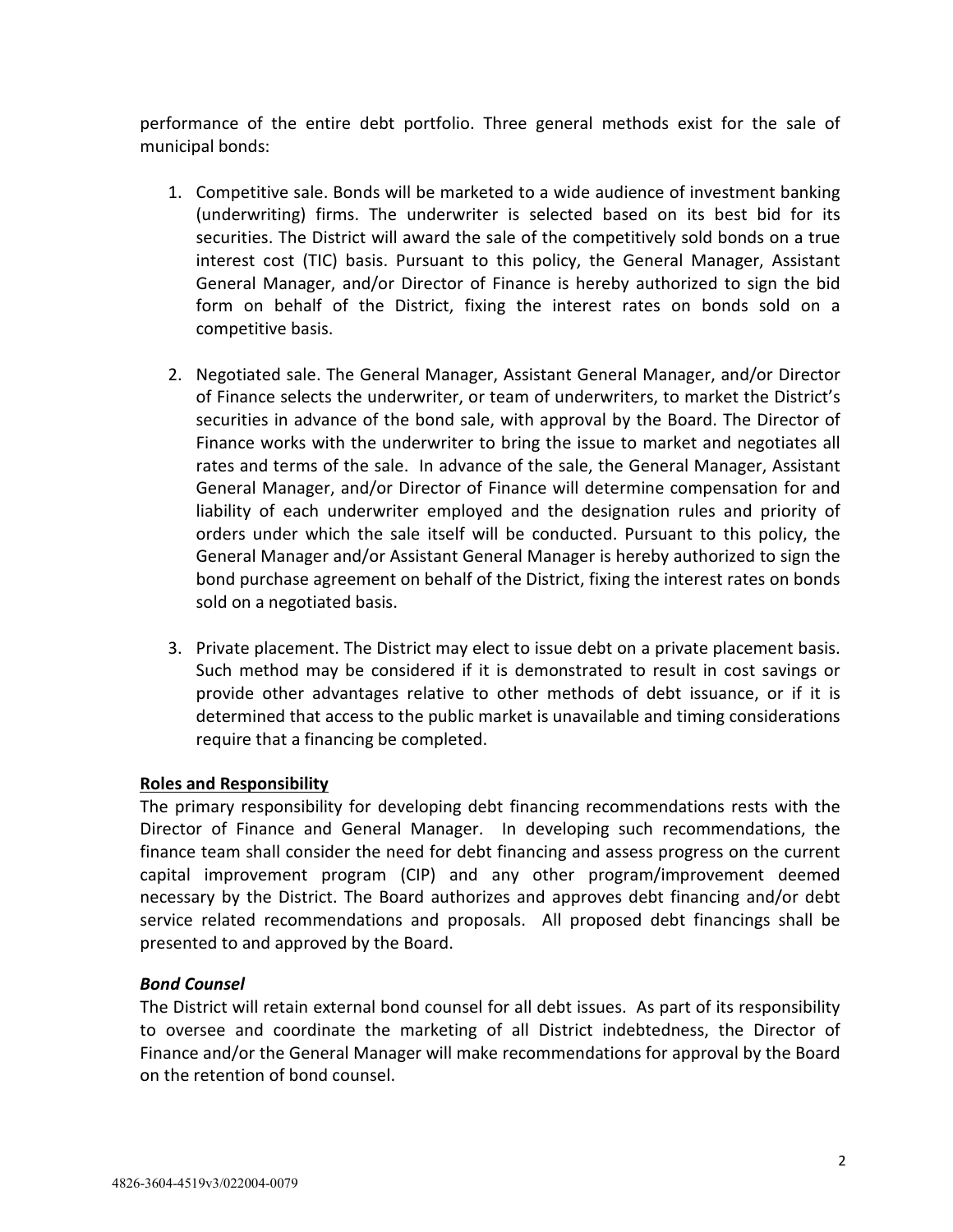performance of the entire debt portfolio. Three general methods exist for the sale of municipal bonds:

1. Competitive sale. Bonds will be marketed to a wide audience of investment banking (underwriting) firms. The underwriter is selected based on its best bid for its securities. The District will award the sale of the competitively sold bonds on a true interest cost (TIC) basis. Pursuant to this policy, the General Manager, Assistant General Manager, and/or Director of Finance is hereby authorized to sign the bid form on behalf of the District, fixing the interest rates on bonds sold on a competitive basis.

2. Negotiated sale. The General Manager, Assistant General Manager, and/or Director of Finance selects the underwriter, or team of underwriters, to market the District's securities in advance of the bond sale, with approval by the Board. The Director of Finance works with the underwriter to bring the issue to market and negotiates all rates and terms of the sale. In advance of the sale, the General Manager, Assistant General Manager, and/or Director of Finance will determine compensation for and liability of each underwriter employed and the designation rules and priority of orders under which the sale itself will be conducted. Pursuant to this policy, the General Manager and/or Assistant General Manager is hereby authorized to sign the bond purchase agreement on behalf of the District, fixing the interest rates on bonds sold on a negotiated basis.

3. Private placement. The District may elect to issue debt on a private placement basis. Such method may be considered if it is demonstrated to result in cost savings or provide other advantages relative to other methods of debt issuance, or if it is determined that access to the public market is unavailable and timing considerations require that a financing be completed.

**Roles and Responsibility**

The primary responsibility for developing debt financing recommendations rests with the Director of Finance and General Manager. In developing such recommendations, the finance team shall consider the need for debt financing and assess progress on the current capital improvement program (CIP) and any other program/improvement deemed necessary by the District. The Board authorizes and approves debt financing and/or debt service related recommendations and proposals. All proposed debt financings shall be presented to and approved by the Board.

***Bond Counsel***

The District will retain external bond counsel for all debt issues. As part of its responsibility to oversee and coordinate the marketing of all District indebtedness, the Director of Finance and/or the General Manager will make recommendations for approval by the Board on the retention of bond counsel.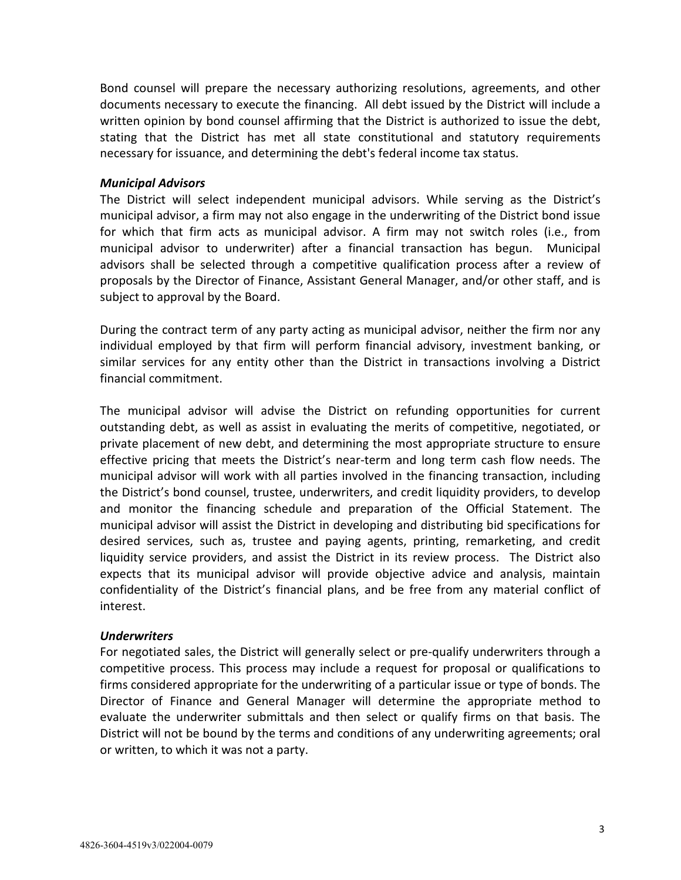Bond counsel will prepare the necessary authorizing resolutions, agreements, and other documents necessary to execute the financing. All debt issued by the District will include a written opinion by bond counsel affirming that the District is authorized to issue the debt, stating that the District has met all state constitutional and statutory requirements necessary for issuance, and determining the debt's federal income tax status.

***Municipal Advisors***

The District will select independent municipal advisors. While serving as the District's municipal advisor, a firm may not also engage in the underwriting of the District bond issue for which that firm acts as municipal advisor. A firm may not switch roles (i.e., from municipal advisor to underwriter) after a financial transaction has begun. Municipal advisors shall be selected through a competitive qualification process after a review of proposals by the Director of Finance, Assistant General Manager, and/or other staff, and is subject to approval by the Board.

During the contract term of any party acting as municipal advisor, neither the firm nor any individual employed by that firm will perform financial advisory, investment banking, or similar services for any entity other than the District in transactions involving a District financial commitment.

The municipal advisor will advise the District on refunding opportunities for current outstanding debt, as well as assist in evaluating the merits of competitive, negotiated, or private placement of new debt, and determining the most appropriate structure to ensure effective pricing that meets the District's near-term and long term cash flow needs. The municipal advisor will work with all parties involved in the financing transaction, including the District's bond counsel, trustee, underwriters, and credit liquidity providers, to develop and monitor the financing schedule and preparation of the Official Statement. The municipal advisor will assist the District in developing and distributing bid specifications for desired services, such as, trustee and paying agents, printing, remarketing, and credit liquidity service providers, and assist the District in its review process. The District also expects that its municipal advisor will provide objective advice and analysis, maintain confidentiality of the District's financial plans, and be free from any material conflict of interest.

***Underwriters***

For negotiated sales, the District will generally select or pre-qualify underwriters through a competitive process. This process may include a request for proposal or qualifications to firms considered appropriate for the underwriting of a particular issue or type of bonds. The Director of Finance and General Manager will determine the appropriate method to evaluate the underwriter submittals and then select or qualify firms on that basis. The District will not be bound by the terms and conditions of any underwriting agreements; oral or written, to which it was not a party.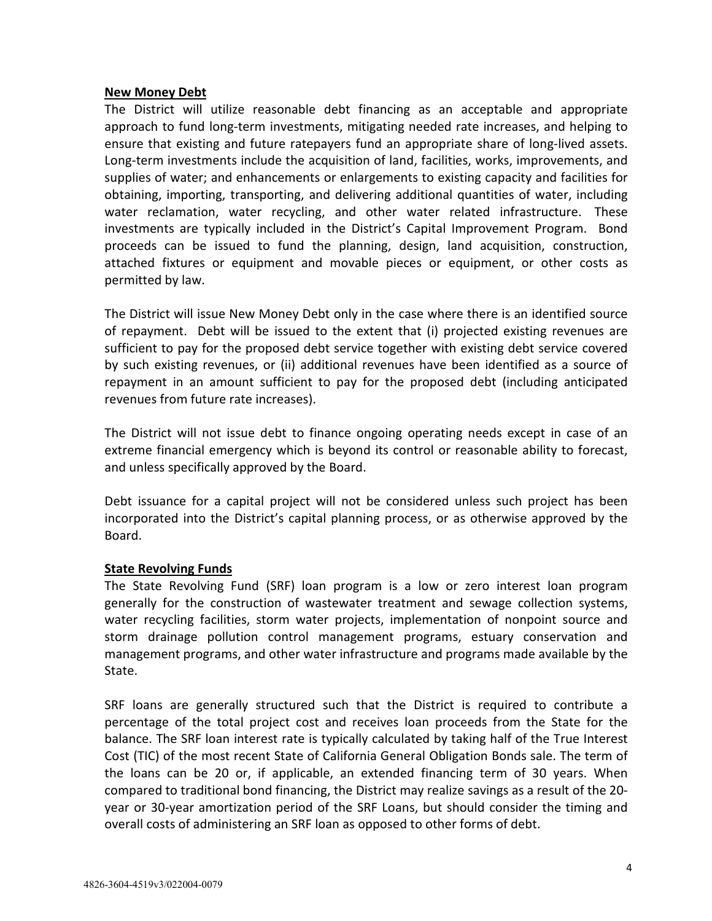**New Money Debt**

The District will utilize reasonable debt financing as an acceptable and appropriate approach to fund long-term investments, mitigating needed rate increases, and helping to ensure that existing and future ratepayers fund an appropriate share of long-lived assets. Long-term investments include the acquisition of land, facilities, works, improvements, and supplies of water; and enhancements or enlargements to existing capacity and facilities for obtaining, importing, transporting, and delivering additional quantities of water, including water reclamation, water recycling, and other water related infrastructure. These investments are typically included in the District's Capital Improvement Program. Bond proceeds can be issued to fund the planning, design, land acquisition, construction, attached fixtures or equipment and movable pieces or equipment, or other costs as permitted by law.

The District will issue New Money Debt only in the case where there is an identified source of repayment. Debt will be issued to the extent that (i) projected existing revenues are sufficient to pay for the proposed debt service together with existing debt service covered by such existing revenues, or (ii) additional revenues have been identified as a source of repayment in an amount sufficient to pay for the proposed debt (including anticipated revenues from future rate increases).

The District will not issue debt to finance ongoing operating needs except in case of an extreme financial emergency which is beyond its control or reasonable ability to forecast, and unless specifically approved by the Board.

Debt issuance for a capital project will not be considered unless such project has been incorporated into the District's capital planning process, or as otherwise approved by the Board.

**State Revolving Funds**

The State Revolving Fund (SRF) loan program is a low or zero interest loan program generally for the construction of wastewater treatment and sewage collection systems, water recycling facilities, storm water projects, implementation of nonpoint source and storm drainage pollution control management programs, estuary conservation and management programs, and other water infrastructure and programs made available by the State.

SRF loans are generally structured such that the District is required to contribute a percentage of the total project cost and receives loan proceeds from the State for the balance. The SRF loan interest rate is typically calculated by taking half of the True Interest Cost (TIC) of the most recent State of California General Obligation Bonds sale. The term of the loans can be 20 or, if applicable, an extended financing term of 30 years. When compared to traditional bond financing, the District may realize savings as a result of the 20-year or 30-year amortization period of the SRF Loans, but should consider the timing and overall costs of administering an SRF loan as opposed to other forms of debt.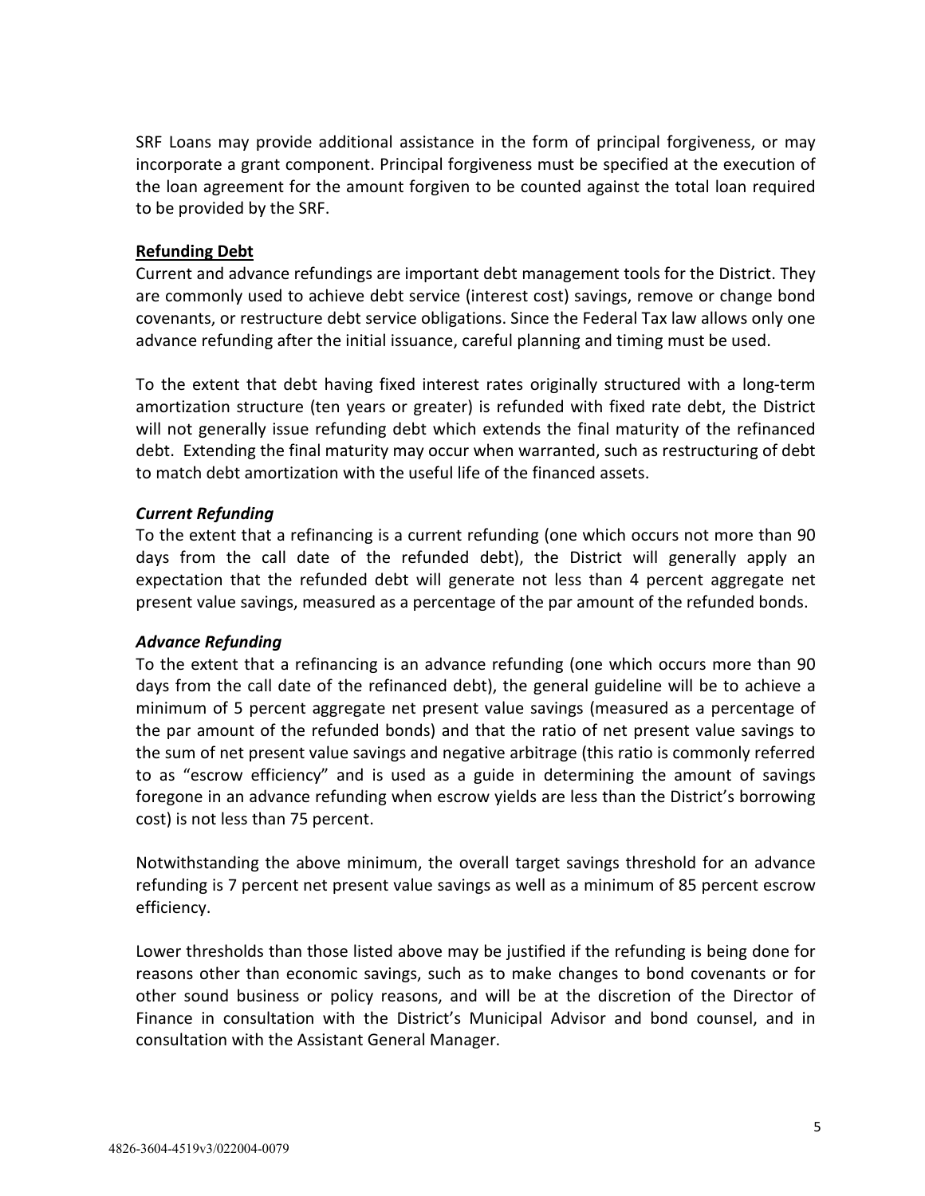SRF Loans may provide additional assistance in the form of principal forgiveness, or may incorporate a grant component. Principal forgiveness must be specified at the execution of the loan agreement for the amount forgiven to be counted against the total loan required to be provided by the SRF.

**Refunding Debt**

Current and advance refundings are important debt management tools for the District. They are commonly used to achieve debt service (interest cost) savings, remove or change bond covenants, or restructure debt service obligations. Since the Federal Tax law allows only one advance refunding after the initial issuance, careful planning and timing must be used.

To the extent that debt having fixed interest rates originally structured with a long-term amortization structure (ten years or greater) is refunded with fixed rate debt, the District will not generally issue refunding debt which extends the final maturity of the refinanced debt. Extending the final maturity may occur when warranted, such as restructuring of debt to match debt amortization with the useful life of the financed assets.

***Current Refunding***

To the extent that a refinancing is a current refunding (one which occurs not more than 90 days from the call date of the refunded debt), the District will generally apply an expectation that the refunded debt will generate not less than 4 percent aggregate net present value savings, measured as a percentage of the par amount of the refunded bonds.

***Advance Refunding***

To the extent that a refinancing is an advance refunding (one which occurs more than 90 days from the call date of the refinanced debt), the general guideline will be to achieve a minimum of 5 percent aggregate net present value savings (measured as a percentage of the par amount of the refunded bonds) and that the ratio of net present value savings to the sum of net present value savings and negative arbitrage (this ratio is commonly referred to as "escrow efficiency" and is used as a guide in determining the amount of savings foregone in an advance refunding when escrow yields are less than the District's borrowing cost) is not less than 75 percent.

Notwithstanding the above minimum, the overall target savings threshold for an advance refunding is 7 percent net present value savings as well as a minimum of 85 percent escrow efficiency.

Lower thresholds than those listed above may be justified if the refunding is being done for reasons other than economic savings, such as to make changes to bond covenants or for other sound business or policy reasons, and will be at the discretion of the Director of Finance in consultation with the District's Municipal Advisor and bond counsel, and in consultation with the Assistant General Manager.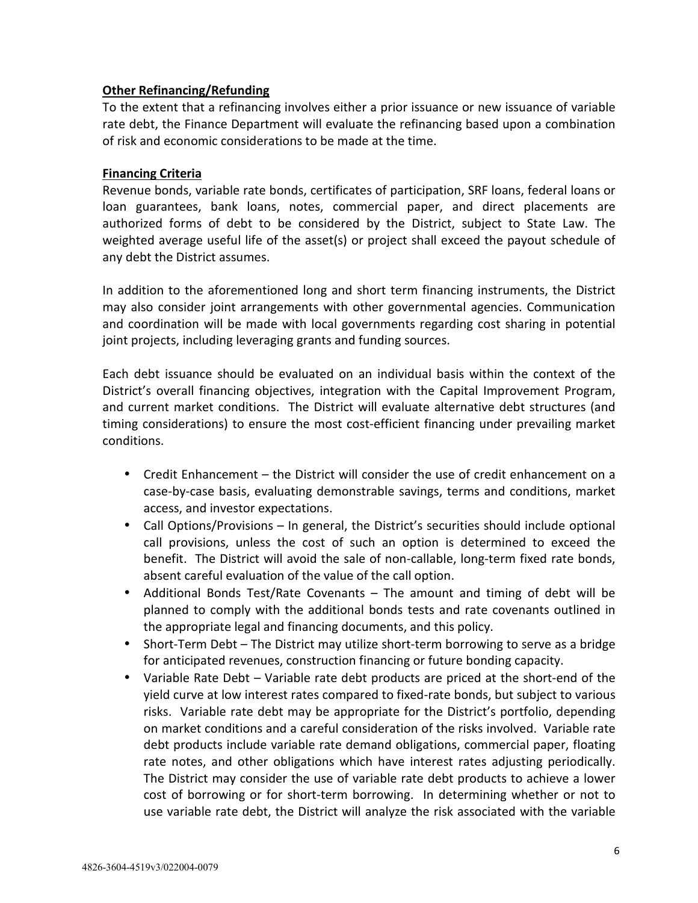**Other Refinancing/Refunding**

To the extent that a refinancing involves either a prior issuance or new issuance of variable rate debt, the Finance Department will evaluate the refinancing based upon a combination of risk and economic considerations to be made at the time.

**Financing Criteria**

Revenue bonds, variable rate bonds, certificates of participation, SRF loans, federal loans or loan guarantees, bank loans, notes, commercial paper, and direct placements are authorized forms of debt to be considered by the District, subject to State Law. The weighted average useful life of the asset(s) or project shall exceed the payout schedule of any debt the District assumes.

In addition to the aforementioned long and short term financing instruments, the District may also consider joint arrangements with other governmental agencies. Communication and coordination will be made with local governments regarding cost sharing in potential joint projects, including leveraging grants and funding sources.

Each debt issuance should be evaluated on an individual basis within the context of the District's overall financing objectives, integration with the Capital Improvement Program, and current market conditions. The District will evaluate alternative debt structures (and timing considerations) to ensure the most cost-efficient financing under prevailing market conditions.

- Credit Enhancement – the District will consider the use of credit enhancement on a case-by-case basis, evaluating demonstrable savings, terms and conditions, market access, and investor expectations.
- Call Options/Provisions – In general, the District's securities should include optional call provisions, unless the cost of such an option is determined to exceed the benefit. The District will avoid the sale of non-callable, long-term fixed rate bonds, absent careful evaluation of the value of the call option.
- Additional Bonds Test/Rate Covenants – The amount and timing of debt will be planned to comply with the additional bonds tests and rate covenants outlined in the appropriate legal and financing documents, and this policy.
- Short-Term Debt – The District may utilize short-term borrowing to serve as a bridge for anticipated revenues, construction financing or future bonding capacity.
- Variable Rate Debt – Variable rate debt products are priced at the short-end of the yield curve at low interest rates compared to fixed-rate bonds, but subject to various risks. Variable rate debt may be appropriate for the District's portfolio, depending on market conditions and a careful consideration of the risks involved. Variable rate debt products include variable rate demand obligations, commercial paper, floating rate notes, and other obligations which have interest rates adjusting periodically. The District may consider the use of variable rate debt products to achieve a lower cost of borrowing or for short-term borrowing. In determining whether or not to use variable rate debt, the District will analyze the risk associated with the variable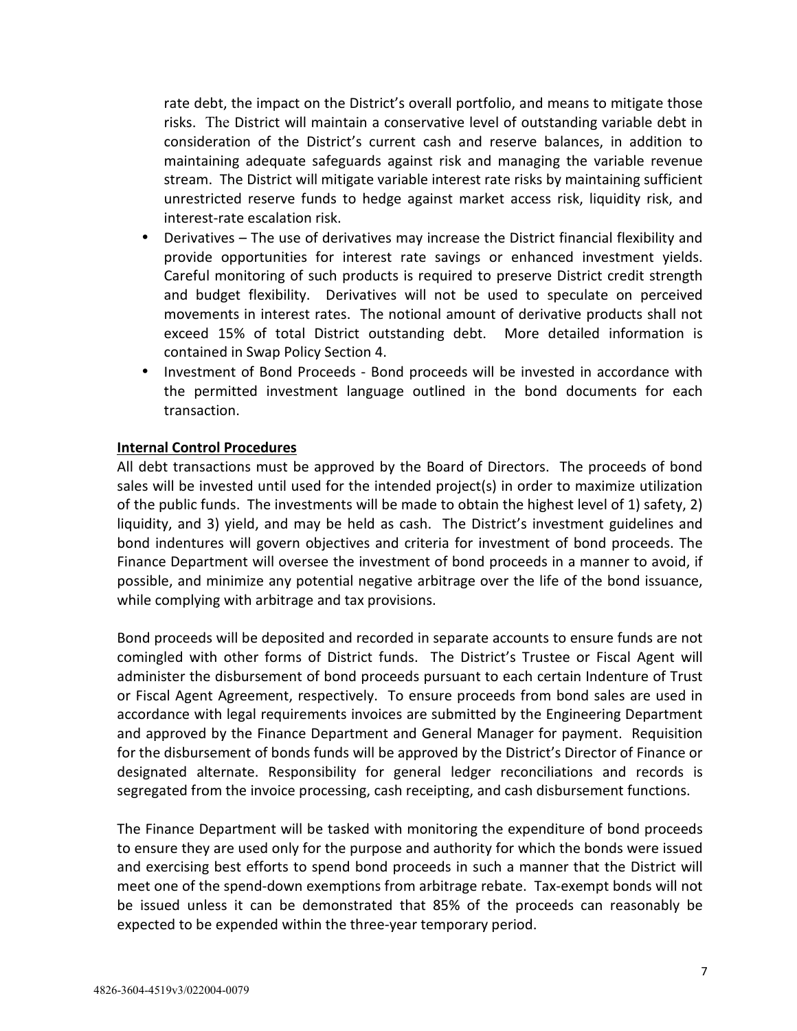rate debt, the impact on the District's overall portfolio, and means to mitigate those risks. The District will maintain a conservative level of outstanding variable debt in consideration of the District's current cash and reserve balances, in addition to maintaining adequate safeguards against risk and managing the variable revenue stream. The District will mitigate variable interest rate risks by maintaining sufficient unrestricted reserve funds to hedge against market access risk, liquidity risk, and interest-rate escalation risk.

- Derivatives – The use of derivatives may increase the District financial flexibility and provide opportunities for interest rate savings or enhanced investment yields. Careful monitoring of such products is required to preserve District credit strength and budget flexibility. Derivatives will not be used to speculate on perceived movements in interest rates. The notional amount of derivative products shall not exceed 15% of total District outstanding debt. More detailed information is contained in Swap Policy Section 4.
- Investment of Bond Proceeds - Bond proceeds will be invested in accordance with the permitted investment language outlined in the bond documents for each transaction.

**Internal Control Procedures**

All debt transactions must be approved by the Board of Directors. The proceeds of bond sales will be invested until used for the intended project(s) in order to maximize utilization of the public funds. The investments will be made to obtain the highest level of 1) safety, 2) liquidity, and 3) yield, and may be held as cash. The District's investment guidelines and bond indentures will govern objectives and criteria for investment of bond proceeds. The Finance Department will oversee the investment of bond proceeds in a manner to avoid, if possible, and minimize any potential negative arbitrage over the life of the bond issuance, while complying with arbitrage and tax provisions.

Bond proceeds will be deposited and recorded in separate accounts to ensure funds are not comingled with other forms of District funds. The District's Trustee or Fiscal Agent will administer the disbursement of bond proceeds pursuant to each certain Indenture of Trust or Fiscal Agent Agreement, respectively. To ensure proceeds from bond sales are used in accordance with legal requirements invoices are submitted by the Engineering Department and approved by the Finance Department and General Manager for payment. Requisition for the disbursement of bonds funds will be approved by the District's Director of Finance or designated alternate. Responsibility for general ledger reconciliations and records is segregated from the invoice processing, cash receipting, and cash disbursement functions.

The Finance Department will be tasked with monitoring the expenditure of bond proceeds to ensure they are used only for the purpose and authority for which the bonds were issued and exercising best efforts to spend bond proceeds in such a manner that the District will meet one of the spend-down exemptions from arbitrage rebate. Tax-exempt bonds will not be issued unless it can be demonstrated that 85% of the proceeds can reasonably be expected to be expended within the three-year temporary period.

4826-3604-4519v3/022004-0079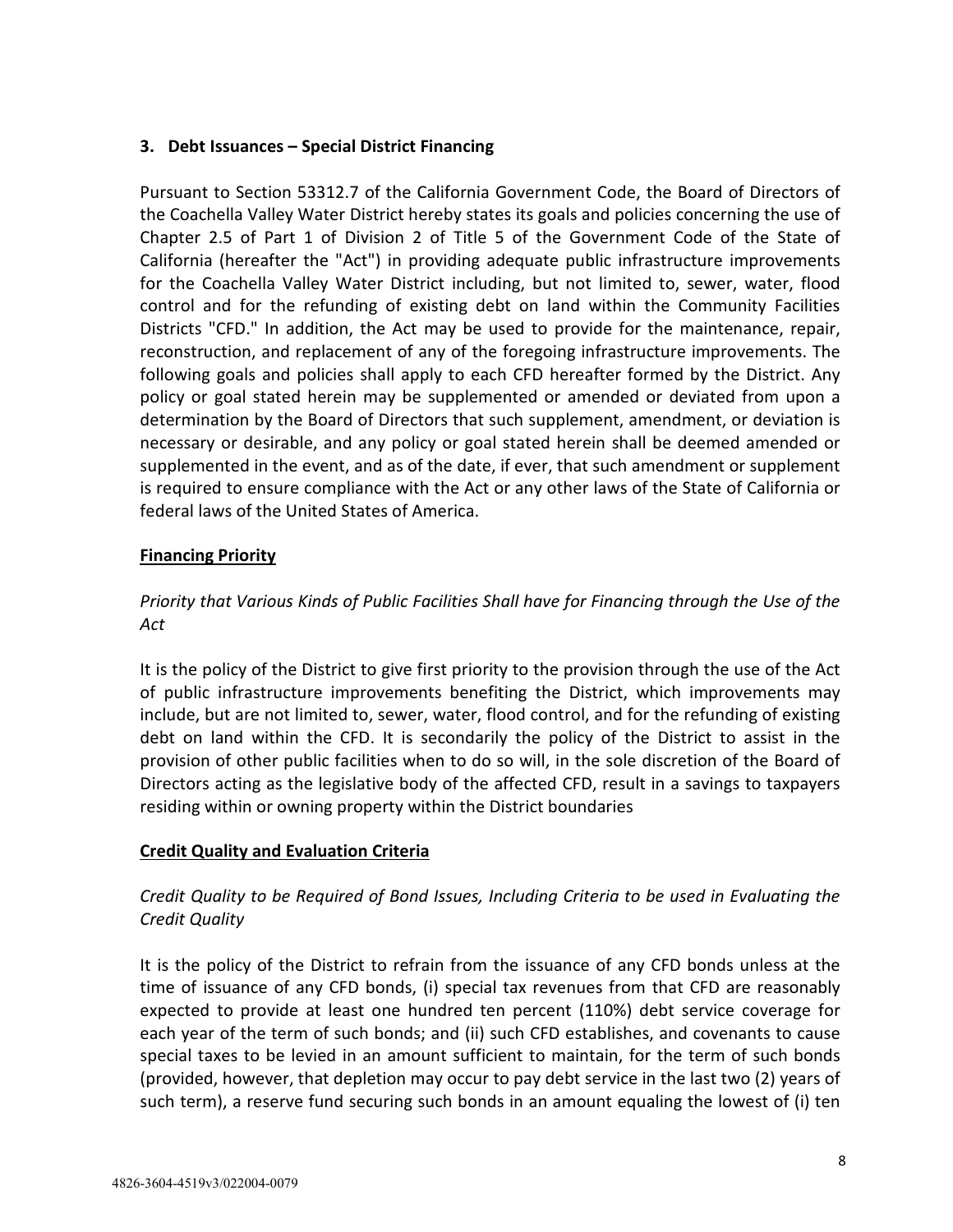### 3. Debt Issuances – Special District Financing

Pursuant to Section 53312.7 of the California Government Code, the Board of Directors of the Coachella Valley Water District hereby states its goals and policies concerning the use of Chapter 2.5 of Part 1 of Division 2 of Title 5 of the Government Code of the State of California (hereafter the "Act") in providing adequate public infrastructure improvements for the Coachella Valley Water District including, but not limited to, sewer, water, flood control and for the refunding of existing debt on land within the Community Facilities Districts "CFD." In addition, the Act may be used to provide for the maintenance, repair, reconstruction, and replacement of any of the foregoing infrastructure improvements. The following goals and policies shall apply to each CFD hereafter formed by the District. Any policy or goal stated herein may be supplemented or amended or deviated from upon a determination by the Board of Directors that such supplement, amendment, or deviation is necessary or desirable, and any policy or goal stated herein shall be deemed amended or supplemented in the event, and as of the date, if ever, that such amendment or supplement is required to ensure compliance with the Act or any other laws of the State of California or federal laws of the United States of America.

**<u>Financing Priority</u>**

*Priority that Various Kinds of Public Facilities Shall have for Financing through the Use of the Act*

It is the policy of the District to give first priority to the provision through the use of the Act of public infrastructure improvements benefiting the District, which improvements may include, but are not limited to, sewer, water, flood control, and for the refunding of existing debt on land within the CFD. It is secondarily the policy of the District to assist in the provision of other public facilities when to do so will, in the sole discretion of the Board of Directors acting as the legislative body of the affected CFD, result in a savings to taxpayers residing within or owning property within the District boundaries

**<u>Credit Quality and Evaluation Criteria</u>**

*Credit Quality to be Required of Bond Issues, Including Criteria to be used in Evaluating the Credit Quality*

It is the policy of the District to refrain from the issuance of any CFD bonds unless at the time of issuance of any CFD bonds, (i) special tax revenues from that CFD are reasonably expected to provide at least one hundred ten percent (110%) debt service coverage for each year of the term of such bonds; and (ii) such CFD establishes, and covenants to cause special taxes to be levied in an amount sufficient to maintain, for the term of such bonds (provided, however, that depletion may occur to pay debt service in the last two (2) years of such term), a reserve fund securing such bonds in an amount equaling the lowest of (i) ten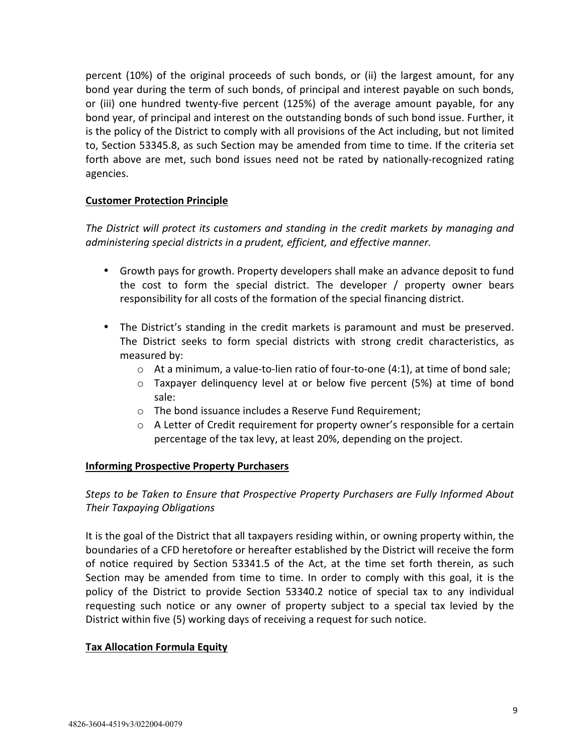percent (10%) of the original proceeds of such bonds, or (ii) the largest amount, for any bond year during the term of such bonds, of principal and interest payable on such bonds, or (iii) one hundred twenty-five percent (125%) of the average amount payable, for any bond year, of principal and interest on the outstanding bonds of such bond issue. Further, it is the policy of the District to comply with all provisions of the Act including, but not limited to, Section 53345.8, as such Section may be amended from time to time. If the criteria set forth above are met, such bond issues need not be rated by nationally-recognized rating agencies.

**Customer Protection Principle**

*The District will protect its customers and standing in the credit markets by managing and administering special districts in a prudent, efficient, and effective manner.*

- Growth pays for growth. Property developers shall make an advance deposit to fund the cost to form the special district. The developer / property owner bears responsibility for all costs of the formation of the special financing district.
- The District's standing in the credit markets is paramount and must be preserved. The District seeks to form special districts with strong credit characteristics, as measured by:
  - At a minimum, a value-to-lien ratio of four-to-one (4:1), at time of bond sale;
  - Taxpayer delinquency level at or below five percent (5%) at time of bond sale:
  - The bond issuance includes a Reserve Fund Requirement;
  - A Letter of Credit requirement for property owner's responsible for a certain percentage of the tax levy, at least 20%, depending on the project.

**Informing Prospective Property Purchasers**

*Steps to be Taken to Ensure that Prospective Property Purchasers are Fully Informed About Their Taxpaying Obligations*

It is the goal of the District that all taxpayers residing within, or owning property within, the boundaries of a CFD heretofore or hereafter established by the District will receive the form of notice required by Section 53341.5 of the Act, at the time set forth therein, as such Section may be amended from time to time. In order to comply with this goal, it is the policy of the District to provide Section 53340.2 notice of special tax to any individual requesting such notice or any owner of property subject to a special tax levied by the District within five (5) working days of receiving a request for such notice.

**Tax Allocation Formula Equity**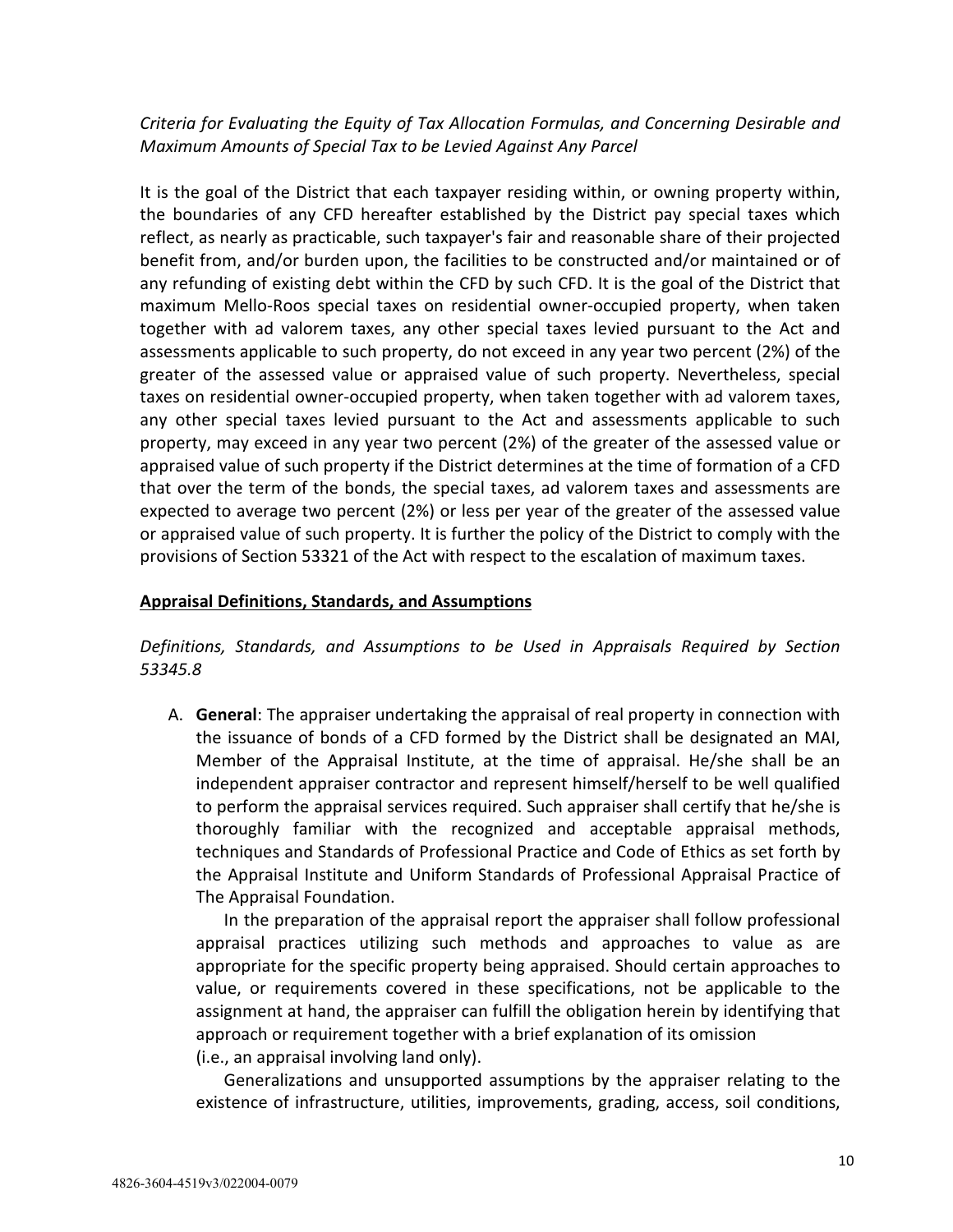*Criteria for Evaluating the Equity of Tax Allocation Formulas, and Concerning Desirable and Maximum Amounts of Special Tax to be Levied Against Any Parcel*

It is the goal of the District that each taxpayer residing within, or owning property within, the boundaries of any CFD hereafter established by the District pay special taxes which reflect, as nearly as practicable, such taxpayer's fair and reasonable share of their projected benefit from, and/or burden upon, the facilities to be constructed and/or maintained or of any refunding of existing debt within the CFD by such CFD. It is the goal of the District that maximum Mello-Roos special taxes on residential owner-occupied property, when taken together with ad valorem taxes, any other special taxes levied pursuant to the Act and assessments applicable to such property, do not exceed in any year two percent (2%) of the greater of the assessed value or appraised value of such property. Nevertheless, special taxes on residential owner-occupied property, when taken together with ad valorem taxes, any other special taxes levied pursuant to the Act and assessments applicable to such property, may exceed in any year two percent (2%) of the greater of the assessed value or appraised value of such property if the District determines at the time of formation of a CFD that over the term of the bonds, the special taxes, ad valorem taxes and assessments are expected to average two percent (2%) or less per year of the greater of the assessed value or appraised value of such property. It is further the policy of the District to comply with the provisions of Section 53321 of the Act with respect to the escalation of maximum taxes.

## Appraisal Definitions, Standards, and Assumptions

*Definitions, Standards, and Assumptions to be Used in Appraisals Required by Section 53345.8*

A. **General**: The appraiser undertaking the appraisal of real property in connection with the issuance of bonds of a CFD formed by the District shall be designated an MAI, Member of the Appraisal Institute, at the time of appraisal. He/she shall be an independent appraiser contractor and represent himself/herself to be well qualified to perform the appraisal services required. Such appraiser shall certify that he/she is thoroughly familiar with the recognized and acceptable appraisal methods, techniques and Standards of Professional Practice and Code of Ethics as set forth by the Appraisal Institute and Uniform Standards of Professional Appraisal Practice of The Appraisal Foundation.

   In the preparation of the appraisal report the appraiser shall follow professional appraisal practices utilizing such methods and approaches to value as are appropriate for the specific property being appraised. Should certain approaches to value, or requirements covered in these specifications, not be applicable to the assignment at hand, the appraiser can fulfill the obligation herein by identifying that approach or requirement together with a brief explanation of its omission (i.e., an appraisal involving land only).

   Generalizations and unsupported assumptions by the appraiser relating to the existence of infrastructure, utilities, improvements, grading, access, soil conditions,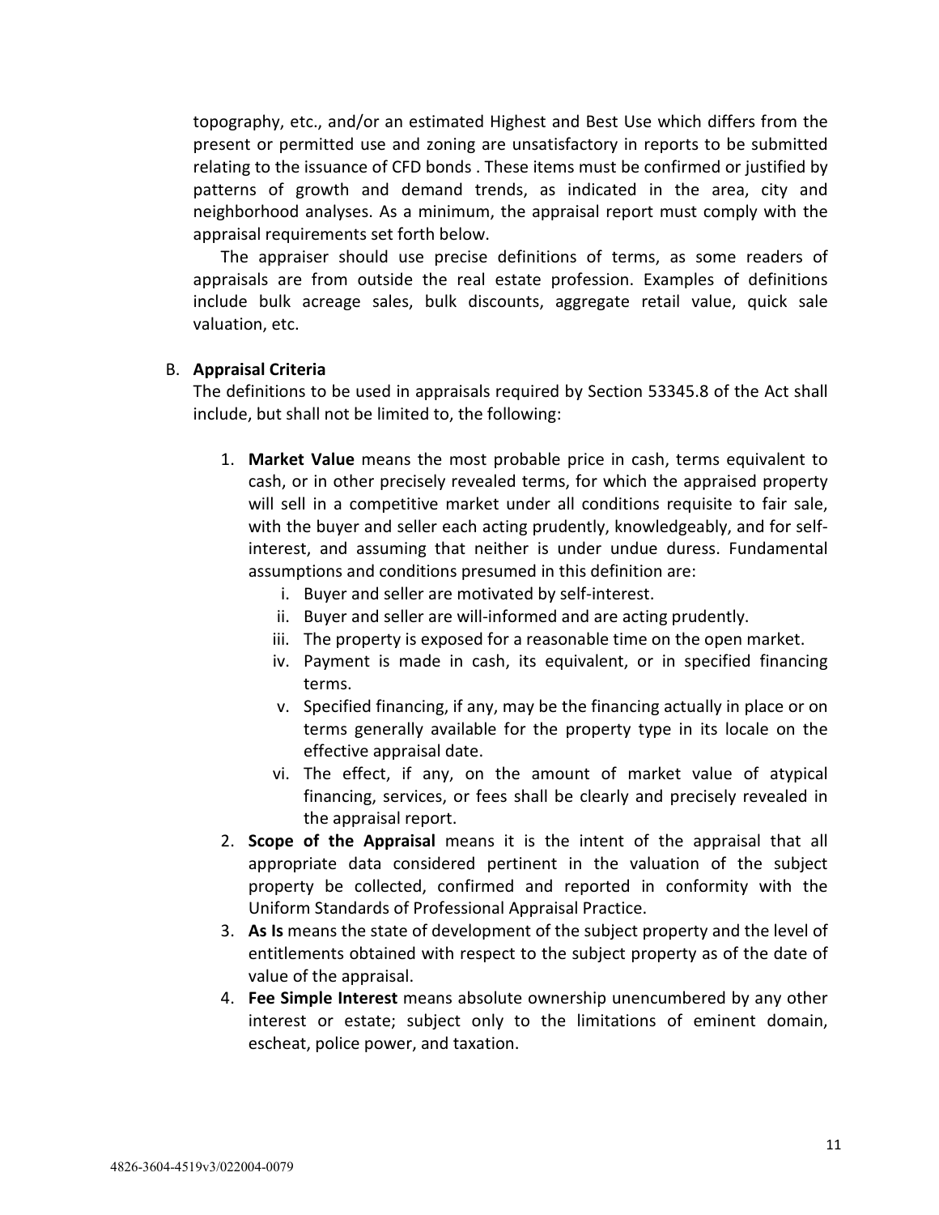topography, etc., and/or an estimated Highest and Best Use which differs from the present or permitted use and zoning are unsatisfactory in reports to be submitted relating to the issuance of CFD bonds . These items must be confirmed or justified by patterns of growth and demand trends, as indicated in the area, city and neighborhood analyses. As a minimum, the appraisal report must comply with the appraisal requirements set forth below.

The appraiser should use precise definitions of terms, as some readers of appraisals are from outside the real estate profession. Examples of definitions include bulk acreage sales, bulk discounts, aggregate retail value, quick sale valuation, etc.

B. **Appraisal Criteria**

The definitions to be used in appraisals required by Section 53345.8 of the Act shall include, but shall not be limited to, the following:

1. **Market Value** means the most probable price in cash, terms equivalent to cash, or in other precisely revealed terms, for which the appraised property will sell in a competitive market under all conditions requisite to fair sale, with the buyer and seller each acting prudently, knowledgeably, and for self-interest, and assuming that neither is under undue duress. Fundamental assumptions and conditions presumed in this definition are:
   i. Buyer and seller are motivated by self-interest.
   ii. Buyer and seller are will-informed and are acting prudently.
   iii. The property is exposed for a reasonable time on the open market.
   iv. Payment is made in cash, its equivalent, or in specified financing terms.
   v. Specified financing, if any, may be the financing actually in place or on terms generally available for the property type in its locale on the effective appraisal date.
   vi. The effect, if any, on the amount of market value of atypical financing, services, or fees shall be clearly and precisely revealed in the appraisal report.
2. **Scope of the Appraisal** means it is the intent of the appraisal that all appropriate data considered pertinent in the valuation of the subject property be collected, confirmed and reported in conformity with the Uniform Standards of Professional Appraisal Practice.
3. **As Is** means the state of development of the subject property and the level of entitlements obtained with respect to the subject property as of the date of value of the appraisal.
4. **Fee Simple Interest** means absolute ownership unencumbered by any other interest or estate; subject only to the limitations of eminent domain, escheat, police power, and taxation.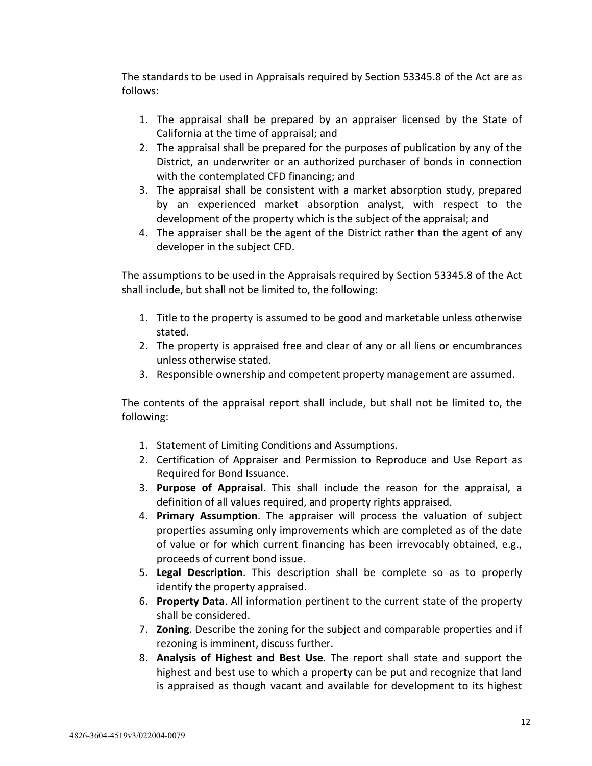The standards to be used in Appraisals required by Section 53345.8 of the Act are as follows:

1. The appraisal shall be prepared by an appraiser licensed by the State of California at the time of appraisal; and
2. The appraisal shall be prepared for the purposes of publication by any of the District, an underwriter or an authorized purchaser of bonds in connection with the contemplated CFD financing; and
3. The appraisal shall be consistent with a market absorption study, prepared by an experienced market absorption analyst, with respect to the development of the property which is the subject of the appraisal; and
4. The appraiser shall be the agent of the District rather than the agent of any developer in the subject CFD.

The assumptions to be used in the Appraisals required by Section 53345.8 of the Act shall include, but shall not be limited to, the following:

1. Title to the property is assumed to be good and marketable unless otherwise stated.
2. The property is appraised free and clear of any or all liens or encumbrances unless otherwise stated.
3. Responsible ownership and competent property management are assumed.

The contents of the appraisal report shall include, but shall not be limited to, the following:

1. Statement of Limiting Conditions and Assumptions.
2. Certification of Appraiser and Permission to Reproduce and Use Report as Required for Bond Issuance.
3. **Purpose of Appraisal**. This shall include the reason for the appraisal, a definition of all values required, and property rights appraised.
4. **Primary Assumption**. The appraiser will process the valuation of subject properties assuming only improvements which are completed as of the date of value or for which current financing has been irrevocably obtained, e.g., proceeds of current bond issue.
5. **Legal Description**. This description shall be complete so as to properly identify the property appraised.
6. **Property Data**. All information pertinent to the current state of the property shall be considered.
7. **Zoning**. Describe the zoning for the subject and comparable properties and if rezoning is imminent, discuss further.
8. **Analysis of Highest and Best Use**. The report shall state and support the highest and best use to which a property can be put and recognize that land is appraised as though vacant and available for development to its highest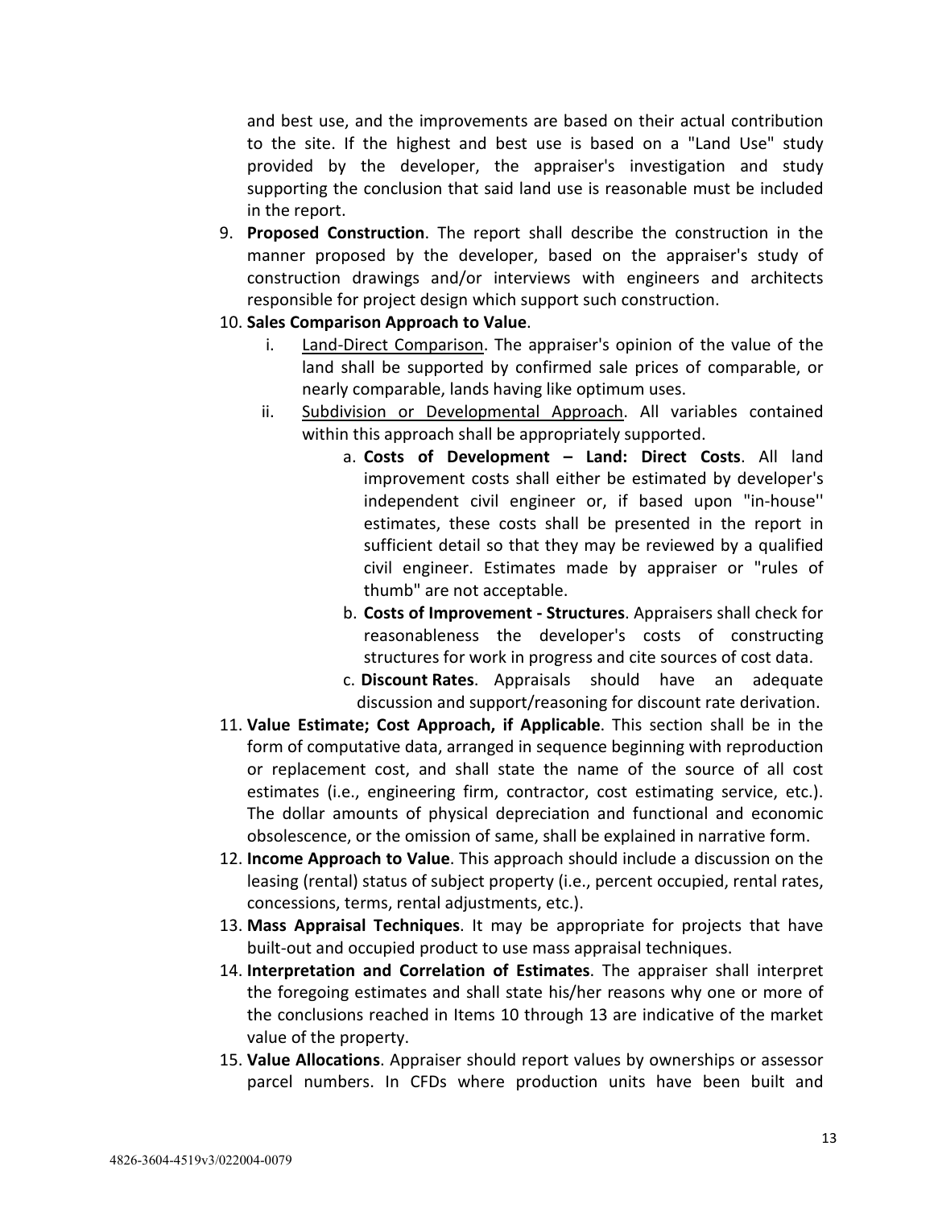and best use, and the improvements are based on their actual contribution to the site. If the highest and best use is based on a "Land Use" study provided by the developer, the appraiser's investigation and study supporting the conclusion that said land use is reasonable must be included in the report.

9. **Proposed Construction**. The report shall describe the construction in the manner proposed by the developer, based on the appraiser's study of construction drawings and/or interviews with engineers and architects responsible for project design which support such construction.
10. **Sales Comparison Approach to Value**.
    1. Land-Direct Comparison. The appraiser's opinion of the value of the land shall be supported by confirmed sale prices of comparable, or nearly comparable, lands having like optimum uses.
    2. Subdivision or Developmental Approach. All variables contained within this approach shall be appropriately supported.
        1. **Costs of Development – Land: Direct Costs**. All land improvement costs shall either be estimated by developer's independent civil engineer or, if based upon "in-house'' estimates, these costs shall be presented in the report in sufficient detail so that they may be reviewed by a qualified civil engineer. Estimates made by appraiser or "rules of thumb" are not acceptable.
        2. **Costs of Improvement - Structures**. Appraisers shall check for reasonableness the developer's costs of constructing structures for work in progress and cite sources of cost data.
        3. **Discount Rates**. Appraisals should have an adequate discussion and support/reasoning for discount rate derivation.
11. **Value Estimate; Cost Approach, if Applicable**. This section shall be in the form of computative data, arranged in sequence beginning with reproduction or replacement cost, and shall state the name of the source of all cost estimates (i.e., engineering firm, contractor, cost estimating service, etc.). The dollar amounts of physical depreciation and functional and economic obsolescence, or the omission of same, shall be explained in narrative form.
12. **Income Approach to Value**. This approach should include a discussion on the leasing (rental) status of subject property (i.e., percent occupied, rental rates, concessions, terms, rental adjustments, etc.).
13. **Mass Appraisal Techniques**. It may be appropriate for projects that have built-out and occupied product to use mass appraisal techniques.
14. **Interpretation and Correlation of Estimates**. The appraiser shall interpret the foregoing estimates and shall state his/her reasons why one or more of the conclusions reached in Items 10 through 13 are indicative of the market value of the property.
15. **Value Allocations**. Appraiser should report values by ownerships or assessor parcel numbers. In CFDs where production units have been built and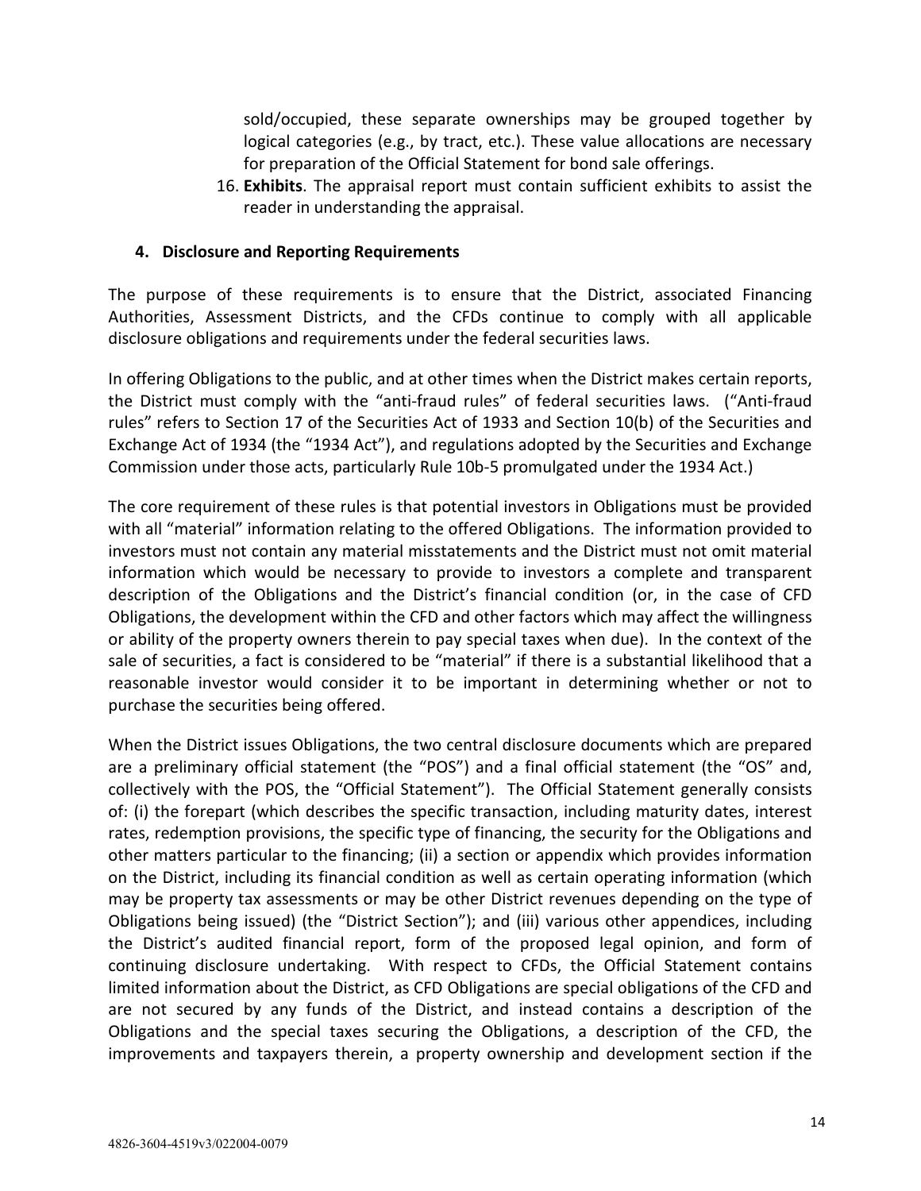sold/occupied, these separate ownerships may be grouped together by logical categories (e.g., by tract, etc.). These value allocations are necessary for preparation of the Official Statement for bond sale offerings.

16. **Exhibits**. The appraisal report must contain sufficient exhibits to assist the reader in understanding the appraisal.

### 4. Disclosure and Reporting Requirements

The purpose of these requirements is to ensure that the District, associated Financing Authorities, Assessment Districts, and the CFDs continue to comply with all applicable disclosure obligations and requirements under the federal securities laws.

In offering Obligations to the public, and at other times when the District makes certain reports, the District must comply with the "anti-fraud rules" of federal securities laws. ("Anti-fraud rules" refers to Section 17 of the Securities Act of 1933 and Section 10(b) of the Securities and Exchange Act of 1934 (the "1934 Act"), and regulations adopted by the Securities and Exchange Commission under those acts, particularly Rule 10b-5 promulgated under the 1934 Act.)

The core requirement of these rules is that potential investors in Obligations must be provided with all "material" information relating to the offered Obligations. The information provided to investors must not contain any material misstatements and the District must not omit material information which would be necessary to provide to investors a complete and transparent description of the Obligations and the District's financial condition (or, in the case of CFD Obligations, the development within the CFD and other factors which may affect the willingness or ability of the property owners therein to pay special taxes when due). In the context of the sale of securities, a fact is considered to be "material" if there is a substantial likelihood that a reasonable investor would consider it to be important in determining whether or not to purchase the securities being offered.

When the District issues Obligations, the two central disclosure documents which are prepared are a preliminary official statement (the "POS") and a final official statement (the "OS" and, collectively with the POS, the "Official Statement"). The Official Statement generally consists of: (i) the forepart (which describes the specific transaction, including maturity dates, interest rates, redemption provisions, the specific type of financing, the security for the Obligations and other matters particular to the financing; (ii) a section or appendix which provides information on the District, including its financial condition as well as certain operating information (which may be property tax assessments or may be other District revenues depending on the type of Obligations being issued) (the "District Section"); and (iii) various other appendices, including the District's audited financial report, form of the proposed legal opinion, and form of continuing disclosure undertaking. With respect to CFDs, the Official Statement contains limited information about the District, as CFD Obligations are special obligations of the CFD and are not secured by any funds of the District, and instead contains a description of the Obligations and the special taxes securing the Obligations, a description of the CFD, the improvements and taxpayers therein, a property ownership and development section if the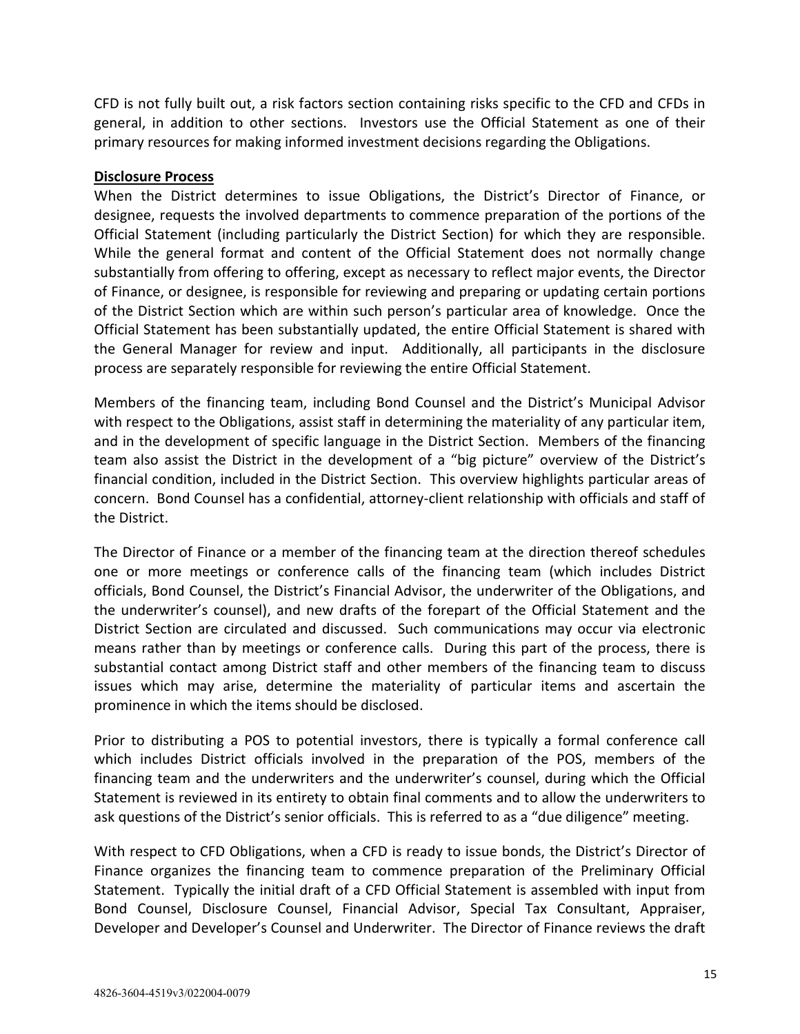CFD is not fully built out, a risk factors section containing risks specific to the CFD and CFDs in general, in addition to other sections. Investors use the Official Statement as one of their primary resources for making informed investment decisions regarding the Obligations.

**Disclosure Process**

When the District determines to issue Obligations, the District's Director of Finance, or designee, requests the involved departments to commence preparation of the portions of the Official Statement (including particularly the District Section) for which they are responsible. While the general format and content of the Official Statement does not normally change substantially from offering to offering, except as necessary to reflect major events, the Director of Finance, or designee, is responsible for reviewing and preparing or updating certain portions of the District Section which are within such person's particular area of knowledge. Once the Official Statement has been substantially updated, the entire Official Statement is shared with the General Manager for review and input. Additionally, all participants in the disclosure process are separately responsible for reviewing the entire Official Statement.

Members of the financing team, including Bond Counsel and the District's Municipal Advisor with respect to the Obligations, assist staff in determining the materiality of any particular item, and in the development of specific language in the District Section. Members of the financing team also assist the District in the development of a "big picture" overview of the District's financial condition, included in the District Section. This overview highlights particular areas of concern. Bond Counsel has a confidential, attorney-client relationship with officials and staff of the District.

The Director of Finance or a member of the financing team at the direction thereof schedules one or more meetings or conference calls of the financing team (which includes District officials, Bond Counsel, the District's Financial Advisor, the underwriter of the Obligations, and the underwriter's counsel), and new drafts of the forepart of the Official Statement and the District Section are circulated and discussed. Such communications may occur via electronic means rather than by meetings or conference calls. During this part of the process, there is substantial contact among District staff and other members of the financing team to discuss issues which may arise, determine the materiality of particular items and ascertain the prominence in which the items should be disclosed.

Prior to distributing a POS to potential investors, there is typically a formal conference call which includes District officials involved in the preparation of the POS, members of the financing team and the underwriters and the underwriter's counsel, during which the Official Statement is reviewed in its entirety to obtain final comments and to allow the underwriters to ask questions of the District's senior officials. This is referred to as a "due diligence" meeting.

With respect to CFD Obligations, when a CFD is ready to issue bonds, the District's Director of Finance organizes the financing team to commence preparation of the Preliminary Official Statement. Typically the initial draft of a CFD Official Statement is assembled with input from Bond Counsel, Disclosure Counsel, Financial Advisor, Special Tax Consultant, Appraiser, Developer and Developer's Counsel and Underwriter. The Director of Finance reviews the draft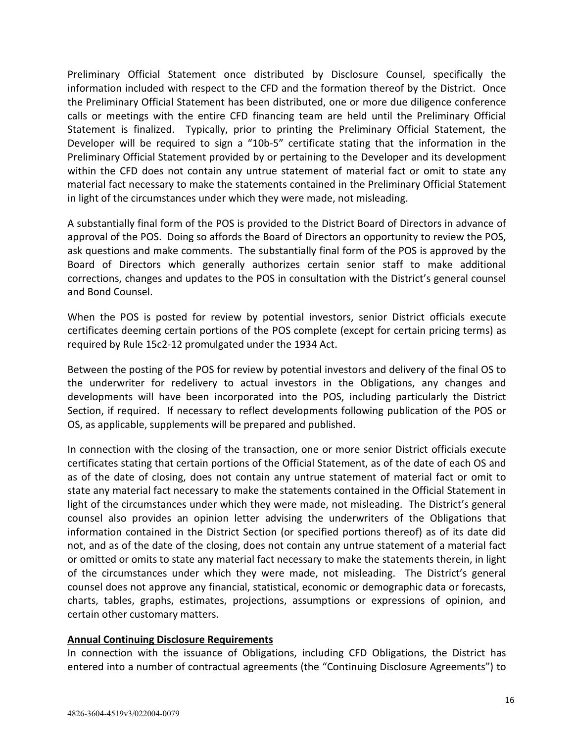Preliminary Official Statement once distributed by Disclosure Counsel, specifically the information included with respect to the CFD and the formation thereof by the District. Once the Preliminary Official Statement has been distributed, one or more due diligence conference calls or meetings with the entire CFD financing team are held until the Preliminary Official Statement is finalized. Typically, prior to printing the Preliminary Official Statement, the Developer will be required to sign a "10b-5" certificate stating that the information in the Preliminary Official Statement provided by or pertaining to the Developer and its development within the CFD does not contain any untrue statement of material fact or omit to state any material fact necessary to make the statements contained in the Preliminary Official Statement in light of the circumstances under which they were made, not misleading.

A substantially final form of the POS is provided to the District Board of Directors in advance of approval of the POS. Doing so affords the Board of Directors an opportunity to review the POS, ask questions and make comments. The substantially final form of the POS is approved by the Board of Directors which generally authorizes certain senior staff to make additional corrections, changes and updates to the POS in consultation with the District's general counsel and Bond Counsel.

When the POS is posted for review by potential investors, senior District officials execute certificates deeming certain portions of the POS complete (except for certain pricing terms) as required by Rule 15c2-12 promulgated under the 1934 Act.

Between the posting of the POS for review by potential investors and delivery of the final OS to the underwriter for redelivery to actual investors in the Obligations, any changes and developments will have been incorporated into the POS, including particularly the District Section, if required. If necessary to reflect developments following publication of the POS or OS, as applicable, supplements will be prepared and published.

In connection with the closing of the transaction, one or more senior District officials execute certificates stating that certain portions of the Official Statement, as of the date of each OS and as of the date of closing, does not contain any untrue statement of material fact or omit to state any material fact necessary to make the statements contained in the Official Statement in light of the circumstances under which they were made, not misleading. The District's general counsel also provides an opinion letter advising the underwriters of the Obligations that information contained in the District Section (or specified portions thereof) as of its date did not, and as of the date of the closing, does not contain any untrue statement of a material fact or omitted or omits to state any material fact necessary to make the statements therein, in light of the circumstances under which they were made, not misleading. The District's general counsel does not approve any financial, statistical, economic or demographic data or forecasts, charts, tables, graphs, estimates, projections, assumptions or expressions of opinion, and certain other customary matters.

**Annual Continuing Disclosure Requirements**

In connection with the issuance of Obligations, including CFD Obligations, the District has entered into a number of contractual agreements (the "Continuing Disclosure Agreements") to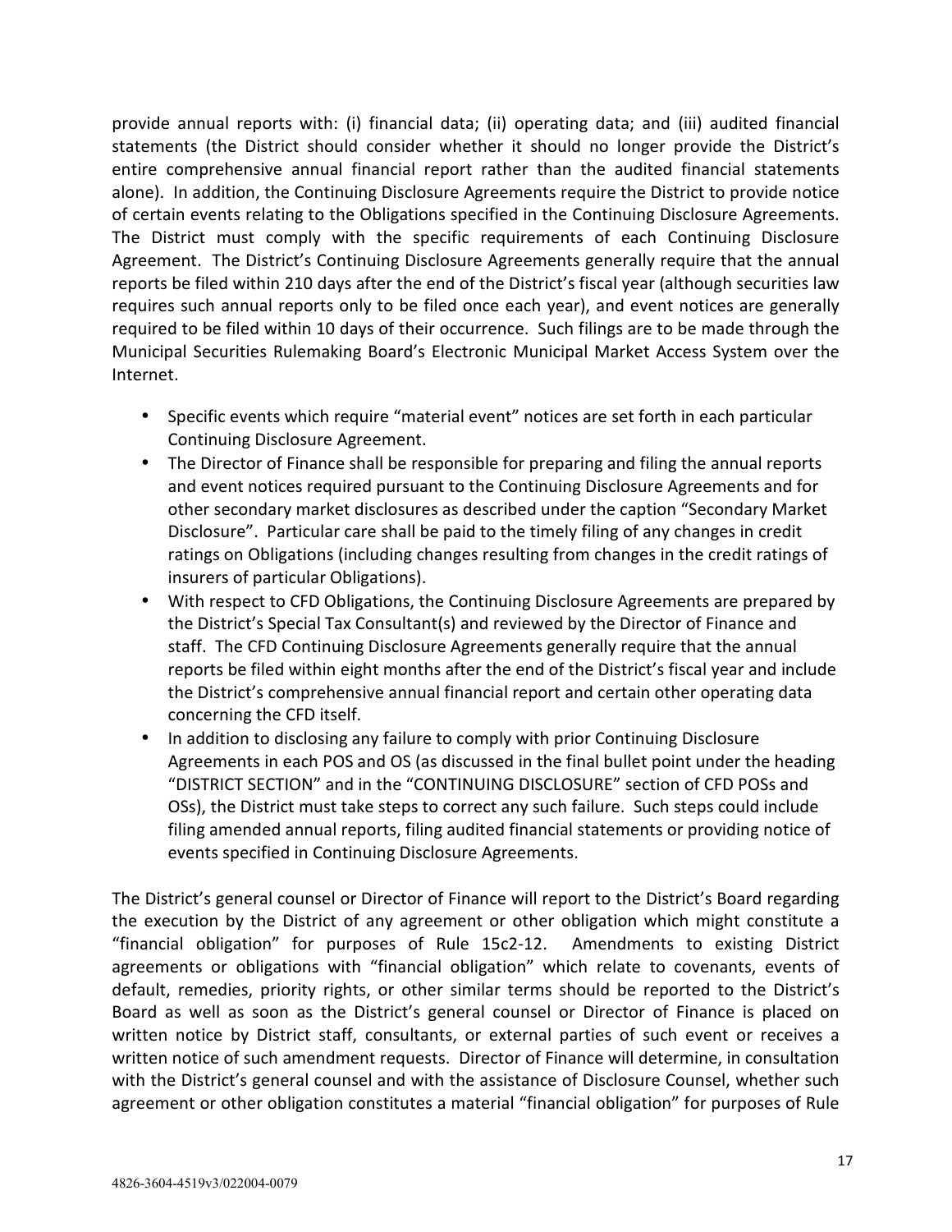provide annual reports with: (i) financial data; (ii) operating data; and (iii) audited financial statements (the District should consider whether it should no longer provide the District's entire comprehensive annual financial report rather than the audited financial statements alone). In addition, the Continuing Disclosure Agreements require the District to provide notice of certain events relating to the Obligations specified in the Continuing Disclosure Agreements. The District must comply with the specific requirements of each Continuing Disclosure Agreement. The District's Continuing Disclosure Agreements generally require that the annual reports be filed within 210 days after the end of the District's fiscal year (although securities law requires such annual reports only to be filed once each year), and event notices are generally required to be filed within 10 days of their occurrence. Such filings are to be made through the Municipal Securities Rulemaking Board's Electronic Municipal Market Access System over the Internet.

- Specific events which require "material event" notices are set forth in each particular Continuing Disclosure Agreement.
- The Director of Finance shall be responsible for preparing and filing the annual reports and event notices required pursuant to the Continuing Disclosure Agreements and for other secondary market disclosures as described under the caption "Secondary Market Disclosure". Particular care shall be paid to the timely filing of any changes in credit ratings on Obligations (including changes resulting from changes in the credit ratings of insurers of particular Obligations).
- With respect to CFD Obligations, the Continuing Disclosure Agreements are prepared by the District's Special Tax Consultant(s) and reviewed by the Director of Finance and staff. The CFD Continuing Disclosure Agreements generally require that the annual reports be filed within eight months after the end of the District's fiscal year and include the District's comprehensive annual financial report and certain other operating data concerning the CFD itself.
- In addition to disclosing any failure to comply with prior Continuing Disclosure Agreements in each POS and OS (as discussed in the final bullet point under the heading "DISTRICT SECTION" and in the "CONTINUING DISCLOSURE" section of CFD POSs and OSs), the District must take steps to correct any such failure. Such steps could include filing amended annual reports, filing audited financial statements or providing notice of events specified in Continuing Disclosure Agreements.

The District's general counsel or Director of Finance will report to the District's Board regarding the execution by the District of any agreement or other obligation which might constitute a "financial obligation" for purposes of Rule 15c2-12. Amendments to existing District agreements or obligations with "financial obligation" which relate to covenants, events of default, remedies, priority rights, or other similar terms should be reported to the District's Board as well as soon as the District's general counsel or Director of Finance is placed on written notice by District staff, consultants, or external parties of such event or receives a written notice of such amendment requests. Director of Finance will determine, in consultation with the District's general counsel and with the assistance of Disclosure Counsel, whether such agreement or other obligation constitutes a material "financial obligation" for purposes of Rule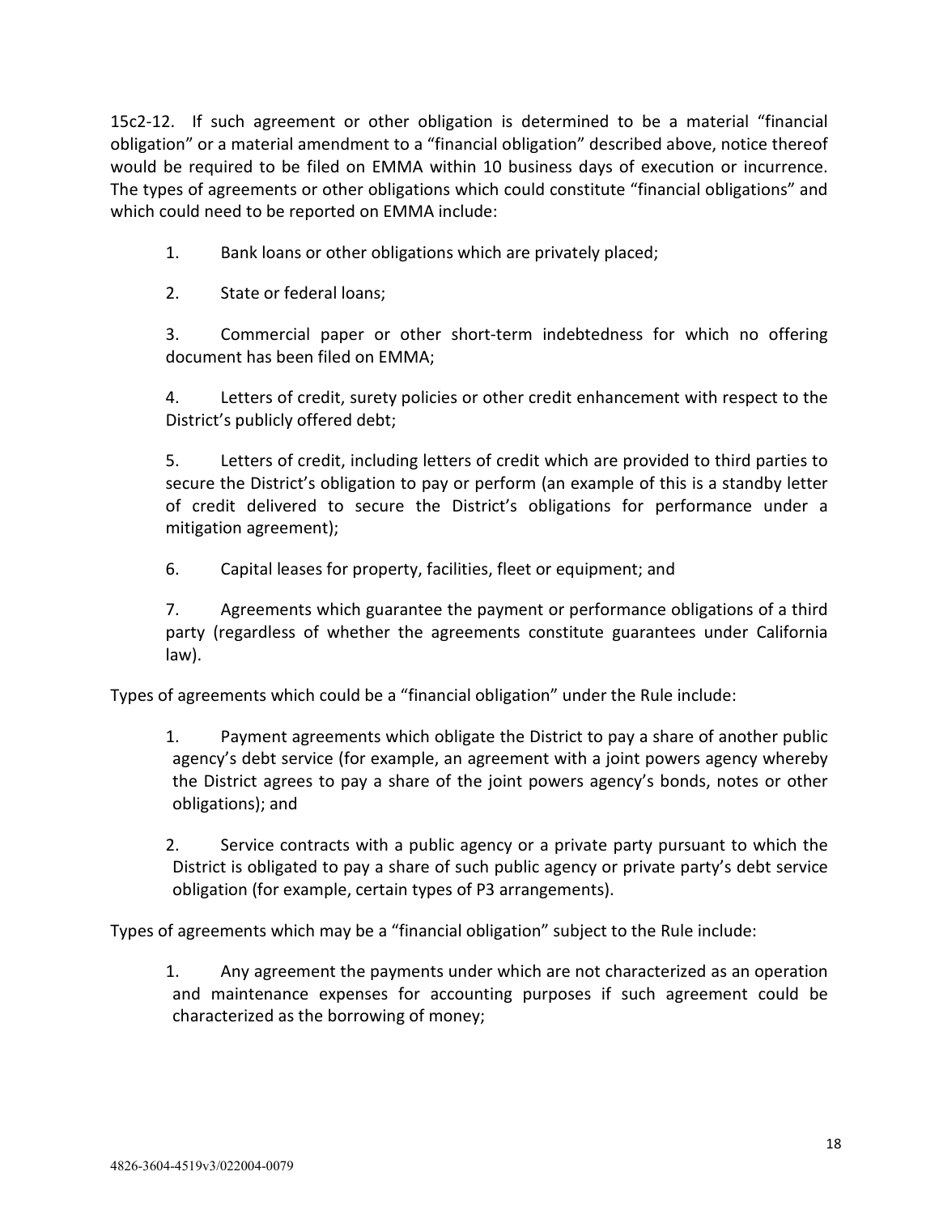15c2-12. If such agreement or other obligation is determined to be a material "financial obligation" or a material amendment to a "financial obligation" described above, notice thereof would be required to be filed on EMMA within 10 business days of execution or incurrence. The types of agreements or other obligations which could constitute "financial obligations" and which could need to be reported on EMMA include:

1. Bank loans or other obligations which are privately placed;

2. State or federal loans;

3. Commercial paper or other short-term indebtedness for which no offering document has been filed on EMMA;

4. Letters of credit, surety policies or other credit enhancement with respect to the District's publicly offered debt;

5. Letters of credit, including letters of credit which are provided to third parties to secure the District's obligation to pay or perform (an example of this is a standby letter of credit delivered to secure the District's obligations for performance under a mitigation agreement);

6. Capital leases for property, facilities, fleet or equipment; and

7. Agreements which guarantee the payment or performance obligations of a third party (regardless of whether the agreements constitute guarantees under California law).

Types of agreements which could be a "financial obligation" under the Rule include:

1. Payment agreements which obligate the District to pay a share of another public agency's debt service (for example, an agreement with a joint powers agency whereby the District agrees to pay a share of the joint powers agency's bonds, notes or other obligations); and

2. Service contracts with a public agency or a private party pursuant to which the District is obligated to pay a share of such public agency or private party's debt service obligation (for example, certain types of P3 arrangements).

Types of agreements which may be a "financial obligation" subject to the Rule include:

1. Any agreement the payments under which are not characterized as an operation and maintenance expenses for accounting purposes if such agreement could be characterized as the borrowing of money;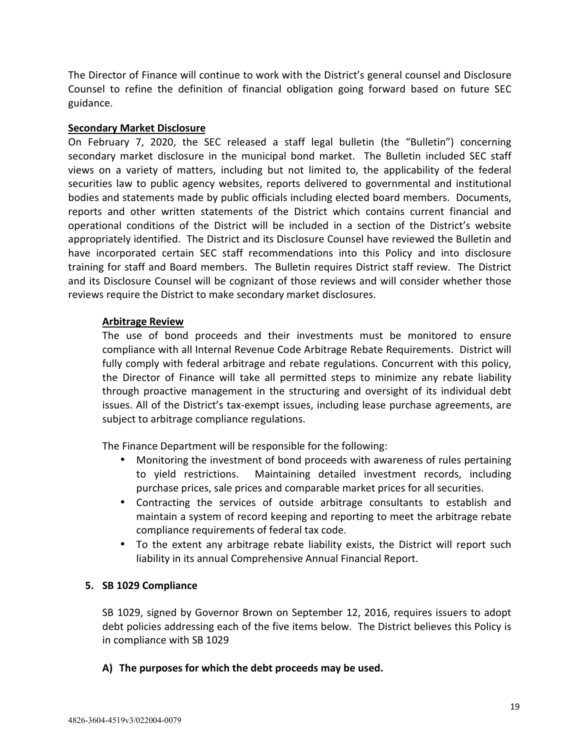The Director of Finance will continue to work with the District's general counsel and Disclosure Counsel to refine the definition of financial obligation going forward based on future SEC guidance.

**Secondary Market Disclosure**

On February 7, 2020, the SEC released a staff legal bulletin (the "Bulletin") concerning secondary market disclosure in the municipal bond market. The Bulletin included SEC staff views on a variety of matters, including but not limited to, the applicability of the federal securities law to public agency websites, reports delivered to governmental and institutional bodies and statements made by public officials including elected board members. Documents, reports and other written statements of the District which contains current financial and operational conditions of the District will be included in a section of the District's website appropriately identified. The District and its Disclosure Counsel have reviewed the Bulletin and have incorporated certain SEC staff recommendations into this Policy and into disclosure training for staff and Board members. The Bulletin requires District staff review. The District and its Disclosure Counsel will be cognizant of those reviews and will consider whether those reviews require the District to make secondary market disclosures.

**Arbitrage Review**

The use of bond proceeds and their investments must be monitored to ensure compliance with all Internal Revenue Code Arbitrage Rebate Requirements. District will fully comply with federal arbitrage and rebate regulations. Concurrent with this policy, the Director of Finance will take all permitted steps to minimize any rebate liability through proactive management in the structuring and oversight of its individual debt issues. All of the District's tax-exempt issues, including lease purchase agreements, are subject to arbitrage compliance regulations.

The Finance Department will be responsible for the following:

- Monitoring the investment of bond proceeds with awareness of rules pertaining to yield restrictions. Maintaining detailed investment records, including purchase prices, sale prices and comparable market prices for all securities.
- Contracting the services of outside arbitrage consultants to establish and maintain a system of record keeping and reporting to meet the arbitrage rebate compliance requirements of federal tax code.
- To the extent any arbitrage rebate liability exists, the District will report such liability in its annual Comprehensive Annual Financial Report.

**5. SB 1029 Compliance**

SB 1029, signed by Governor Brown on September 12, 2016, requires issuers to adopt debt policies addressing each of the five items below. The District believes this Policy is in compliance with SB 1029

**A) The purposes for which the debt proceeds may be used.**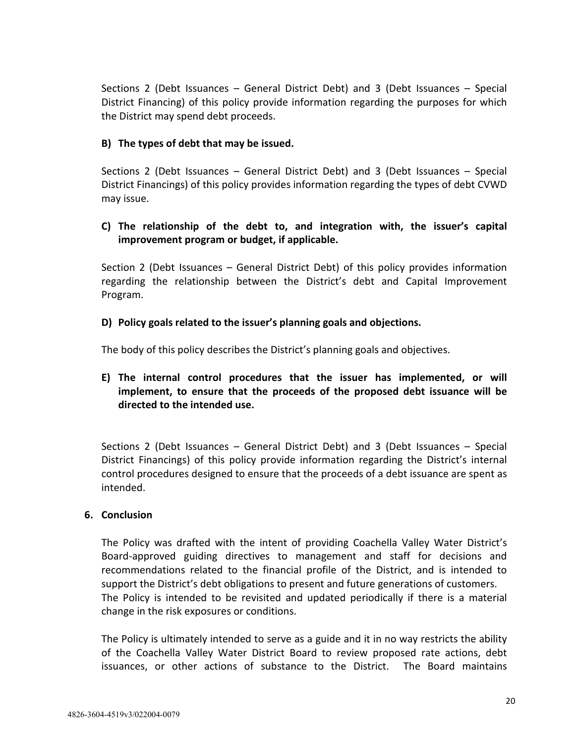Sections 2 (Debt Issuances – General District Debt) and 3 (Debt Issuances – Special District Financing) of this policy provide information regarding the purposes for which the District may spend debt proceeds.

**B) The types of debt that may be issued.**

Sections 2 (Debt Issuances – General District Debt) and 3 (Debt Issuances – Special District Financings) of this policy provides information regarding the types of debt CVWD may issue.

**C) The relationship of the debt to, and integration with, the issuer's capital improvement program or budget, if applicable.**

Section 2 (Debt Issuances – General District Debt) of this policy provides information regarding the relationship between the District's debt and Capital Improvement Program.

**D) Policy goals related to the issuer's planning goals and objections.**

The body of this policy describes the District's planning goals and objectives.

**E) The internal control procedures that the issuer has implemented, or will implement, to ensure that the proceeds of the proposed debt issuance will be directed to the intended use.**

Sections 2 (Debt Issuances – General District Debt) and 3 (Debt Issuances – Special District Financings) of this policy provide information regarding the District's internal control procedures designed to ensure that the proceeds of a debt issuance are spent as intended.

**6. Conclusion**

The Policy was drafted with the intent of providing Coachella Valley Water District's Board-approved guiding directives to management and staff for decisions and recommendations related to the financial profile of the District, and is intended to support the District's debt obligations to present and future generations of customers. The Policy is intended to be revisited and updated periodically if there is a material change in the risk exposures or conditions.

The Policy is ultimately intended to serve as a guide and it in no way restricts the ability of the Coachella Valley Water District Board to review proposed rate actions, debt issuances, or other actions of substance to the District. The Board maintains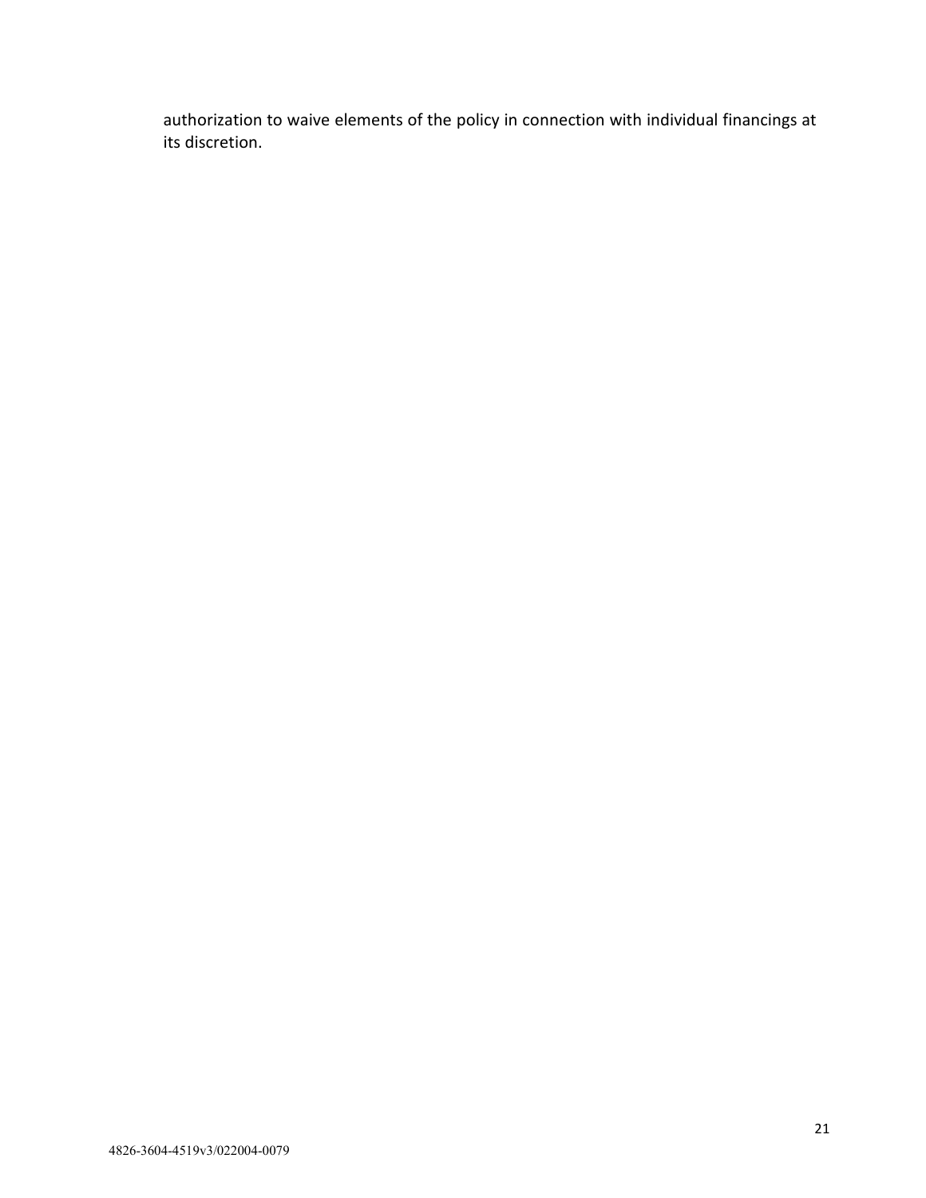authorization to waive elements of the policy in connection with individual financings at its discretion.